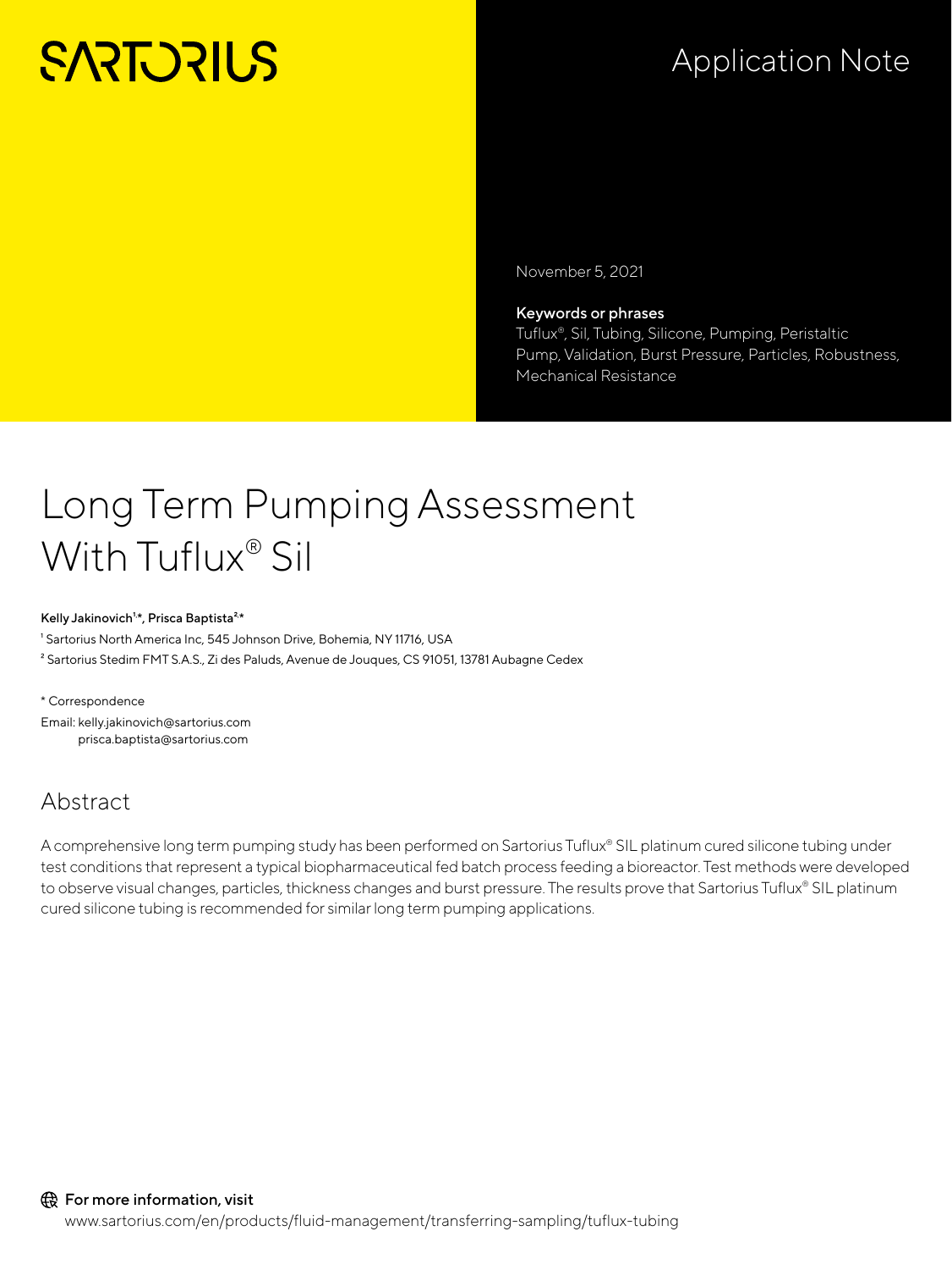SARTORIUS

Application Note

November 5, 2021

**Keywords or phrases**
Tuflux®, Sil, Tubing, Silicone, Pumping, Peristaltic Pump, Validation, Burst Pressure, Particles, Robustness, Mechanical Resistance

# Long Term Pumping Assessment With Tuflux® Sil

**Kelly Jakinovich[1]*, Prisca Baptista[2]***

[1] Sartorius North America Inc, 545 Johnson Drive, Bohemia, NY 11716, USA
[2] Sartorius Stedim FMT S.A.S., Zi des Paluds, Avenue de Jouques, CS 91051, 13781 Aubagne Cedex

* Correspondence
Email: kelly.jakinovich@sartorius.com
prisca.baptista@sartorius.com

## Abstract

A comprehensive long term pumping study has been performed on Sartorius Tuflux® SIL platinum cured silicone tubing under test conditions that represent a typical biopharmaceutical fed batch process feeding a bioreactor. Test methods were developed to observe visual changes, particles, thickness changes and burst pressure. The results prove that Sartorius Tuflux® SIL platinum cured silicone tubing is recommended for similar long term pumping applications.

**For more information, visit**
www.sartorius.com/en/products/fluid-management/transferring-sampling/tuflux-tubing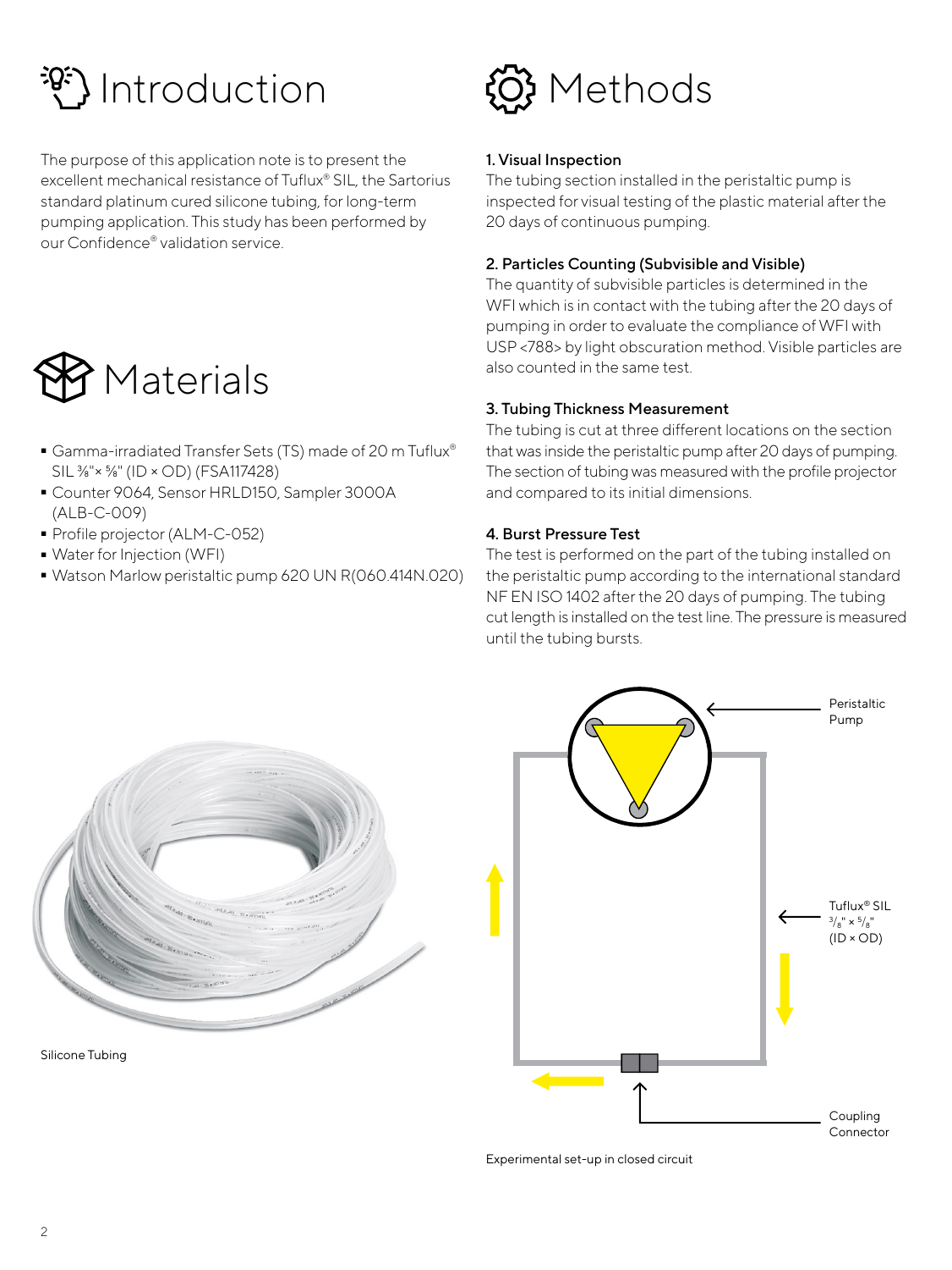# Introduction

The purpose of this application note is to present the excellent mechanical resistance of Tuflux® SIL, the Sartorius standard platinum cured silicone tubing, for long-term pumping application. This study has been performed by our Confidence® validation service.

# Materials

- Gamma-irradiated Transfer Sets (TS) made of 20 m Tuflux® SIL ⅜"× ⅝" (ID × OD) (FSA117428)
- Counter 9064, Sensor HRLD150, Sampler 3000A (ALB-C-009)
- Profile projector (ALM-C-052)
- Water for Injection (WFI)
- Watson Marlow peristaltic pump 620 UN R(060.414N.020)

Silicone Tubing

# Methods

### 1. Visual Inspection

The tubing section installed in the peristaltic pump is inspected for visual testing of the plastic material after the 20 days of continuous pumping.

### 2. Particles Counting (Subvisible and Visible)

The quantity of subvisible particles is determined in the WFI which is in contact with the tubing after the 20 days of pumping in order to evaluate the compliance of WFI with USP <788> by light obscuration method. Visible particles are also counted in the same test.

### 3. Tubing Thickness Measurement

The tubing is cut at three different locations on the section that was inside the peristaltic pump after 20 days of pumping. The section of tubing was measured with the profile projector and compared to its initial dimensions.

### 4. Burst Pressure Test

The test is performed on the part of the tubing installed on the peristaltic pump according to the international standard NF EN ISO 1402 after the 20 days of pumping. The tubing cut length is installed on the test line. The pressure is measured until the tubing bursts.

Peristaltic Pump

Tuflux® SIL ⅜" × ⅝" (ID × OD)

Coupling Connector

Experimental set-up in closed circuit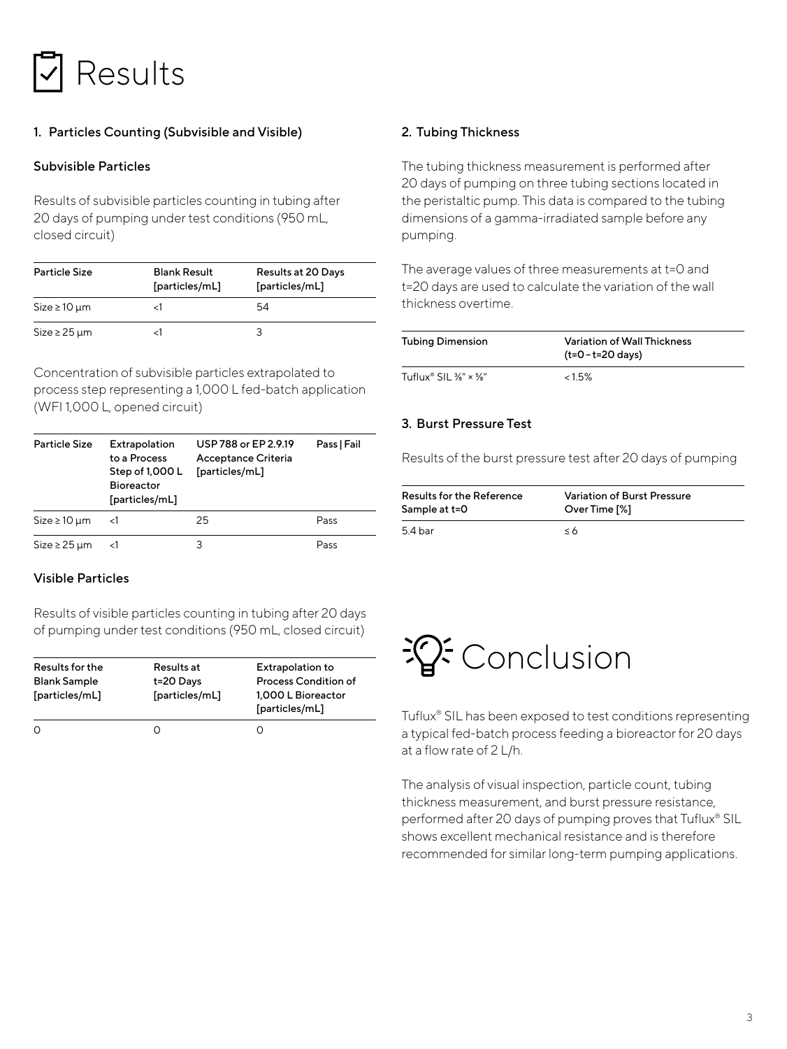# Results

## 1. Particles Counting (Subvisible and Visible)

### Subvisible Particles

Results of subvisible particles counting in tubing after 20 days of pumping under test conditions (950 mL, closed circuit)

| Particle Size | Blank Result [particles/mL] | Results at 20 Days [particles/mL] |
|---|---|---|
| Size ≥ 10 µm | <1 | 54 |
| Size ≥ 25 µm | <1 | 3 |

Concentration of subvisible particles extrapolated to process step representing a 1,000 L fed-batch application (WFI 1,000 L, opened circuit)

| Particle Size | Extrapolation to a Process Step of 1,000 L Bioreactor [particles/mL] | USP 788 or EP 2.9.19 Acceptance Criteria [particles/mL] | Pass \| Fail |
|---|---|---|---|
| Size ≥ 10 µm | <1 | 25 | Pass |
| Size ≥ 25 µm | <1 | 3 | Pass |

### Visible Particles

Results of visible particles counting in tubing after 20 days of pumping under test conditions (950 mL, closed circuit)

| Results for the Blank Sample [particles/mL] | Results at t=20 Days [particles/mL] | Extrapolation to Process Condition of 1,000 L Bioreactor [particles/mL] |
|---|---|---|
| 0 | 0 | 0 |

## 2. Tubing Thickness

The tubing thickness measurement is performed after 20 days of pumping on three tubing sections located in the peristaltic pump. This data is compared to the tubing dimensions of a gamma-irradiated sample before any pumping.

The average values of three measurements at t=0 and t=20 days are used to calculate the variation of the wall thickness overtime.

| Tubing Dimension | Variation of Wall Thickness (t=0 – t=20 days) |
|---|---|
| Tuflux® SIL ⅜" × ⅝" | < 1.5% |

## 3. Burst Pressure Test

Results of the burst pressure test after 20 days of pumping

| Results for the Reference Sample at t=0 | Variation of Burst Pressure Over Time [%] |
|---|---|
| 5.4 bar | ≤ 6 |

# Conclusion

Tuflux® SIL has been exposed to test conditions representing a typical fed-batch process feeding a bioreactor for 20 days at a flow rate of 2 L/h.

The analysis of visual inspection, particle count, tubing thickness measurement, and burst pressure resistance, performed after 20 days of pumping proves that Tuflux® SIL shows excellent mechanical resistance and is therefore recommended for similar long-term pumping applications.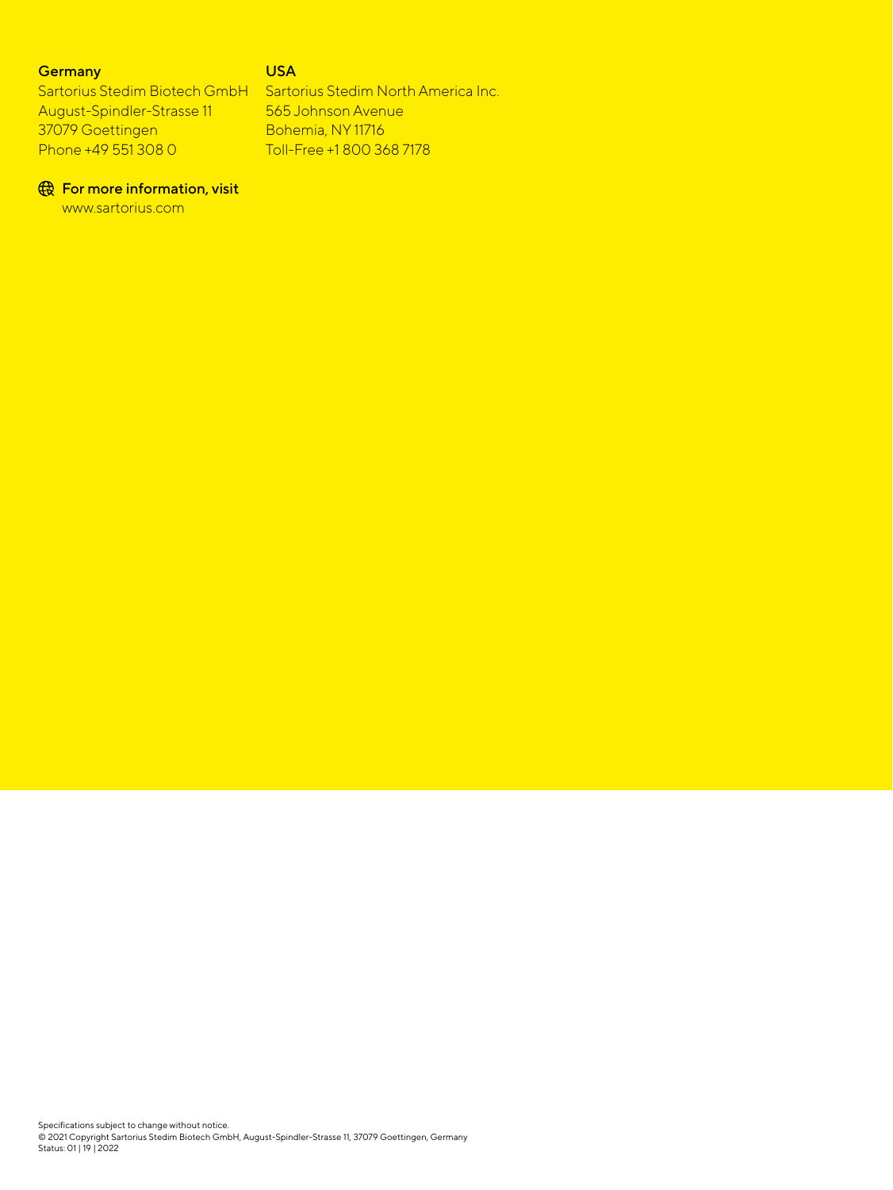**Germany**
Sartorius Stedim Biotech GmbH
August-Spindler-Strasse 11
37079 Goettingen
Phone +49 551 308 0

**USA**
Sartorius Stedim North America Inc.
565 Johnson Avenue
Bohemia, NY 11716
Toll-Free +1 800 368 7178

**For more information, visit**
www.sartorius.com

Specifications subject to change without notice.
© 2021 Copyright Sartorius Stedim Biotech GmbH, August-Spindler-Strasse 11, 37079 Goettingen, Germany
Status: 01 | 19 | 2022